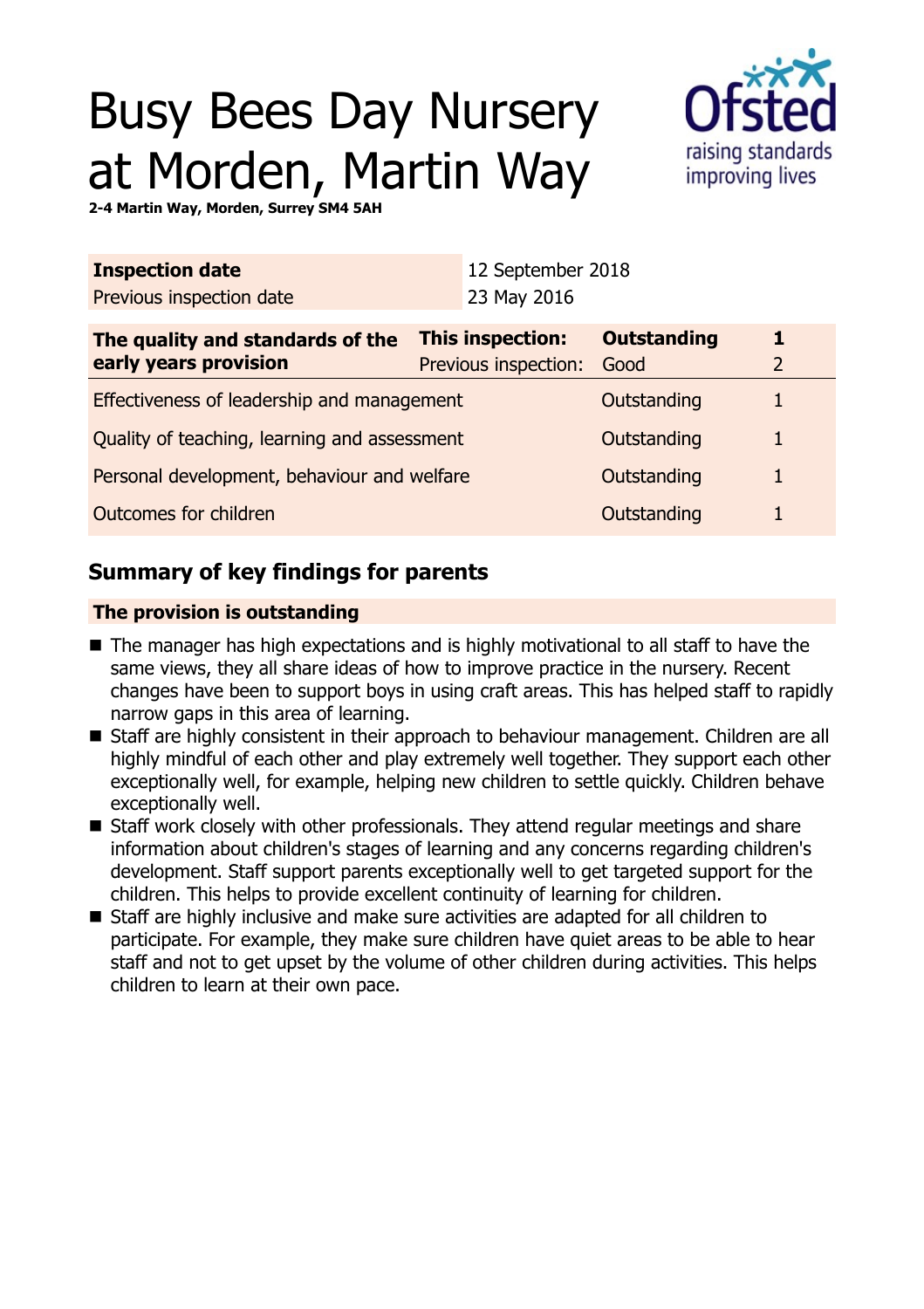# Busy Bees Day Nursery at Morden, Martin Way

**2-4 Martin Way, Morden, Surrey SM4 5AH**

| **Inspection date** | 12 September 2018 |
| --- | --- |
| Previous inspection date | 23 May 2016 |

| **The quality and standards of the early years provision** | **This inspection:** | **Outstanding** | **1** |
| --- | --- | --- | --- |
| | Previous inspection: | Good | 2 |
| Effectiveness of leadership and management | | Outstanding | 1 |
| Quality of teaching, learning and assessment | | Outstanding | 1 |
| Personal development, behaviour and welfare | | Outstanding | 1 |
| Outcomes for children | | Outstanding | 1 |

## Summary of key findings for parents

### The provision is outstanding

- The manager has high expectations and is highly motivational to all staff to have the same views, they all share ideas of how to improve practice in the nursery. Recent changes have been to support boys in using craft areas. This has helped staff to rapidly narrow gaps in this area of learning.
- Staff are highly consistent in their approach to behaviour management. Children are all highly mindful of each other and play extremely well together. They support each other exceptionally well, for example, helping new children to settle quickly. Children behave exceptionally well.
- Staff work closely with other professionals. They attend regular meetings and share information about children's stages of learning and any concerns regarding children's development. Staff support parents exceptionally well to get targeted support for the children. This helps to provide excellent continuity of learning for children.
- Staff are highly inclusive and make sure activities are adapted for all children to participate. For example, they make sure children have quiet areas to be able to hear staff and not to get upset by the volume of other children during activities. This helps children to learn at their own pace.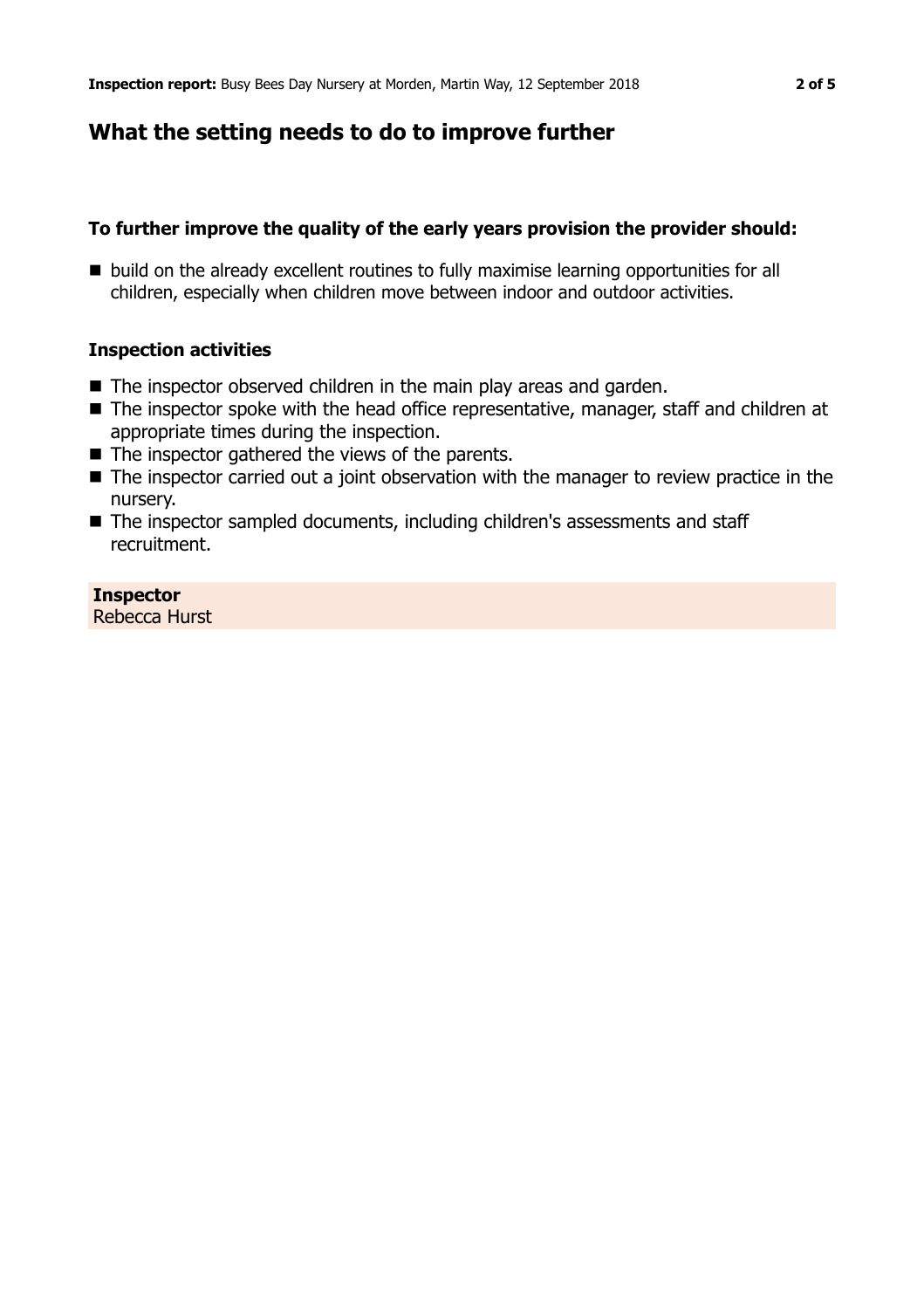## What the setting needs to do to improve further

### To further improve the quality of the early years provision the provider should:

- build on the already excellent routines to fully maximise learning opportunities for all children, especially when children move between indoor and outdoor activities.

### Inspection activities

- The inspector observed children in the main play areas and garden.
- The inspector spoke with the head office representative, manager, staff and children at appropriate times during the inspection.
- The inspector gathered the views of the parents.
- The inspector carried out a joint observation with the manager to review practice in the nursery.
- The inspector sampled documents, including children's assessments and staff recruitment.

**Inspector**
Rebecca Hurst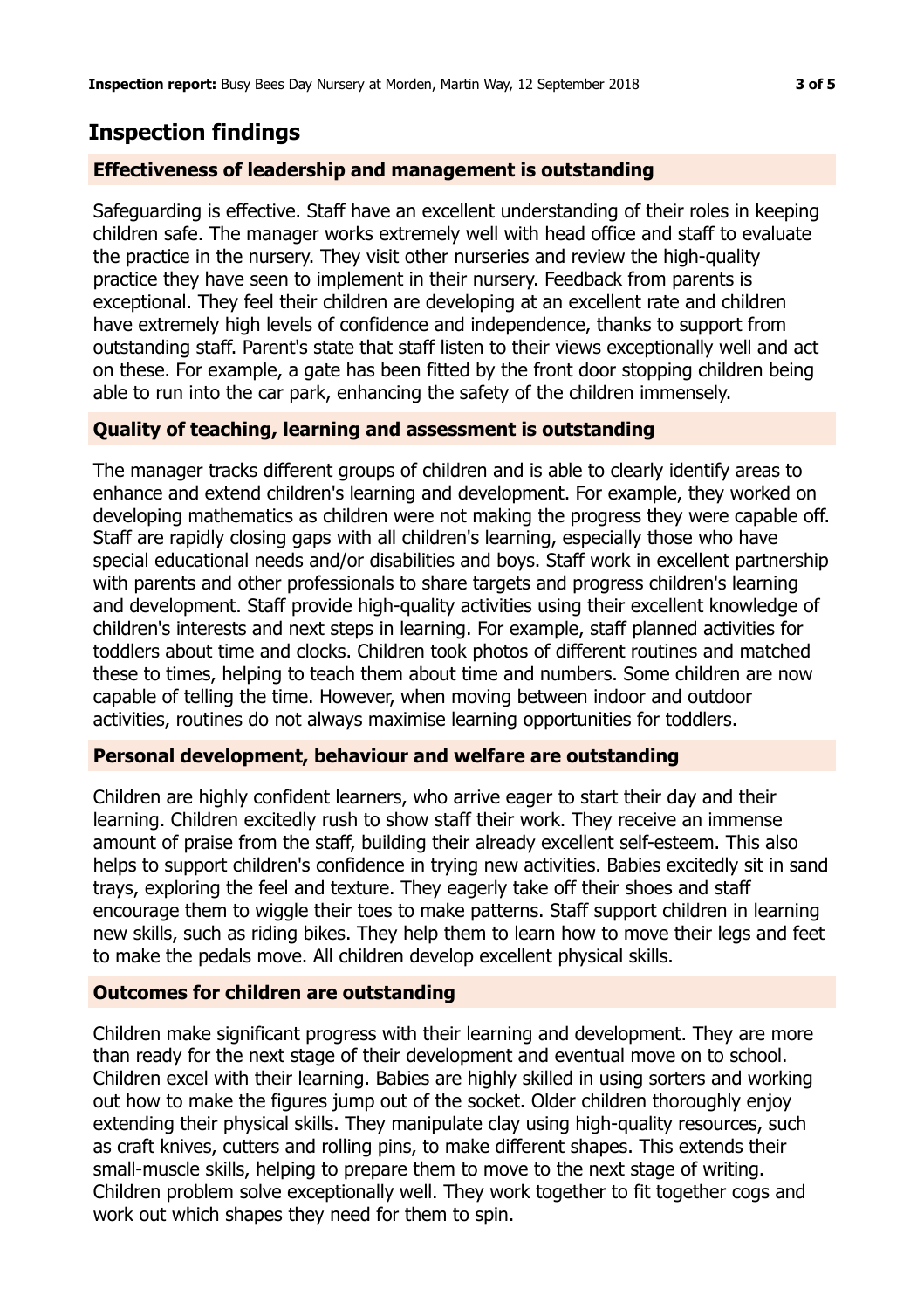## Inspection findings

### Effectiveness of leadership and management is outstanding

Safeguarding is effective. Staff have an excellent understanding of their roles in keeping children safe. The manager works extremely well with head office and staff to evaluate the practice in the nursery. They visit other nurseries and review the high-quality practice they have seen to implement in their nursery. Feedback from parents is exceptional. They feel their children are developing at an excellent rate and children have extremely high levels of confidence and independence, thanks to support from outstanding staff. Parent's state that staff listen to their views exceptionally well and act on these. For example, a gate has been fitted by the front door stopping children being able to run into the car park, enhancing the safety of the children immensely.

### Quality of teaching, learning and assessment is outstanding

The manager tracks different groups of children and is able to clearly identify areas to enhance and extend children's learning and development. For example, they worked on developing mathematics as children were not making the progress they were capable off. Staff are rapidly closing gaps with all children's learning, especially those who have special educational needs and/or disabilities and boys. Staff work in excellent partnership with parents and other professionals to share targets and progress children's learning and development. Staff provide high-quality activities using their excellent knowledge of children's interests and next steps in learning. For example, staff planned activities for toddlers about time and clocks. Children took photos of different routines and matched these to times, helping to teach them about time and numbers. Some children are now capable of telling the time. However, when moving between indoor and outdoor activities, routines do not always maximise learning opportunities for toddlers.

### Personal development, behaviour and welfare are outstanding

Children are highly confident learners, who arrive eager to start their day and their learning. Children excitedly rush to show staff their work. They receive an immense amount of praise from the staff, building their already excellent self-esteem. This also helps to support children's confidence in trying new activities. Babies excitedly sit in sand trays, exploring the feel and texture. They eagerly take off their shoes and staff encourage them to wiggle their toes to make patterns. Staff support children in learning new skills, such as riding bikes. They help them to learn how to move their legs and feet to make the pedals move. All children develop excellent physical skills.

### Outcomes for children are outstanding

Children make significant progress with their learning and development. They are more than ready for the next stage of their development and eventual move on to school. Children excel with their learning. Babies are highly skilled in using sorters and working out how to make the figures jump out of the socket. Older children thoroughly enjoy extending their physical skills. They manipulate clay using high-quality resources, such as craft knives, cutters and rolling pins, to make different shapes. This extends their small-muscle skills, helping to prepare them to move to the next stage of writing. Children problem solve exceptionally well. They work together to fit together cogs and work out which shapes they need for them to spin.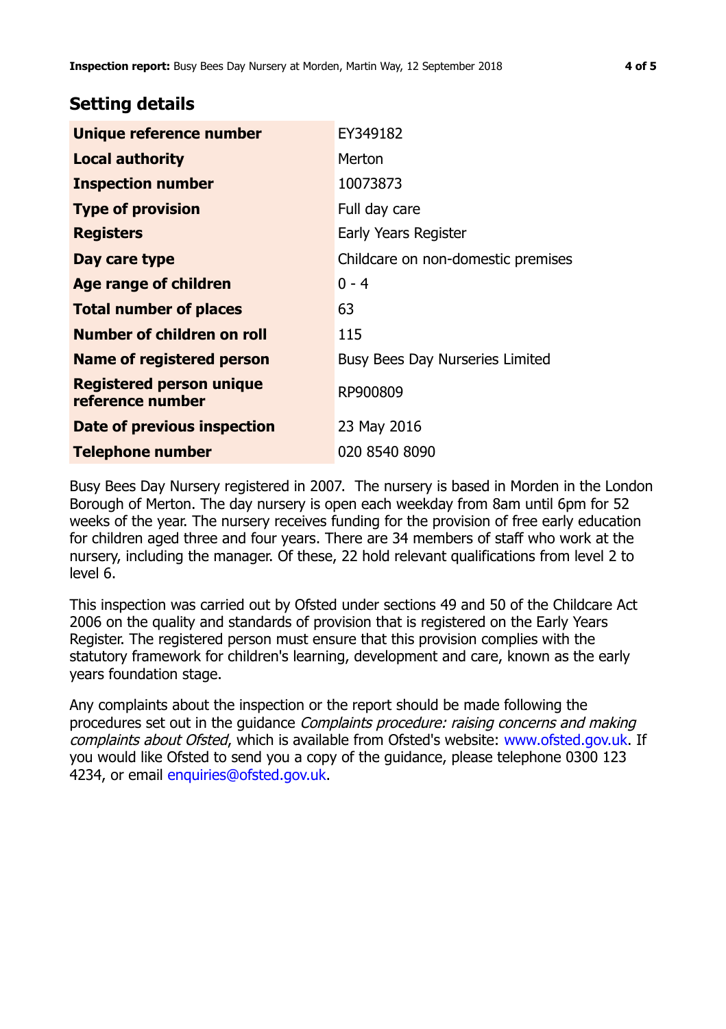## Setting details

| | |
|---|---|
| **Unique reference number** | EY349182 |
| **Local authority** | Merton |
| **Inspection number** | 10073873 |
| **Type of provision** | Full day care |
| **Registers** | Early Years Register |
| **Day care type** | Childcare on non-domestic premises |
| **Age range of children** | 0 - 4 |
| **Total number of places** | 63 |
| **Number of children on roll** | 115 |
| **Name of registered person** | Busy Bees Day Nurseries Limited |
| **Registered person unique reference number** | RP900809 |
| **Date of previous inspection** | 23 May 2016 |
| **Telephone number** | 020 8540 8090 |

Busy Bees Day Nursery registered in 2007. The nursery is based in Morden in the London Borough of Merton. The day nursery is open each weekday from 8am until 6pm for 52 weeks of the year. The nursery receives funding for the provision of free early education for children aged three and four years. There are 34 members of staff who work at the nursery, including the manager. Of these, 22 hold relevant qualifications from level 2 to level 6.

This inspection was carried out by Ofsted under sections 49 and 50 of the Childcare Act 2006 on the quality and standards of provision that is registered on the Early Years Register. The registered person must ensure that this provision complies with the statutory framework for children's learning, development and care, known as the early years foundation stage.

Any complaints about the inspection or the report should be made following the procedures set out in the guidance *Complaints procedure: raising concerns and making complaints about Ofsted*, which is available from Ofsted's website: www.ofsted.gov.uk. If you would like Ofsted to send you a copy of the guidance, please telephone 0300 123 4234, or email enquiries@ofsted.gov.uk.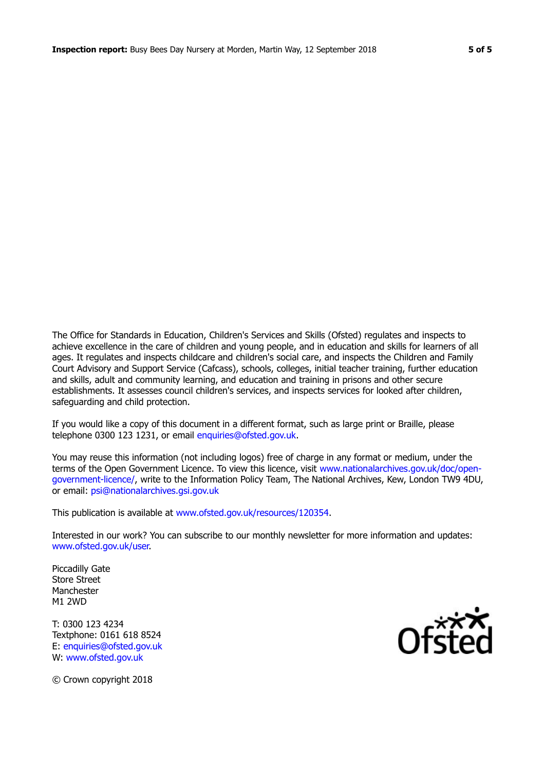The Office for Standards in Education, Children's Services and Skills (Ofsted) regulates and inspects to achieve excellence in the care of children and young people, and in education and skills for learners of all ages. It regulates and inspects childcare and children's social care, and inspects the Children and Family Court Advisory and Support Service (Cafcass), schools, colleges, initial teacher training, further education and skills, adult and community learning, and education and training in prisons and other secure establishments. It assesses council children's services, and inspects services for looked after children, safeguarding and child protection.

If you would like a copy of this document in a different format, such as large print or Braille, please telephone 0300 123 1231, or email enquiries@ofsted.gov.uk.

You may reuse this information (not including logos) free of charge in any format or medium, under the terms of the Open Government Licence. To view this licence, visit www.nationalarchives.gov.uk/doc/open-government-licence/, write to the Information Policy Team, The National Archives, Kew, London TW9 4DU, or email: psi@nationalarchives.gsi.gov.uk

This publication is available at www.ofsted.gov.uk/resources/120354.

Interested in our work? You can subscribe to our monthly newsletter for more information and updates: www.ofsted.gov.uk/user.

Piccadilly Gate
Store Street
Manchester
M1 2WD

T: 0300 123 4234
Textphone: 0161 618 8524
E: enquiries@ofsted.gov.uk
W: www.ofsted.gov.uk

© Crown copyright 2018